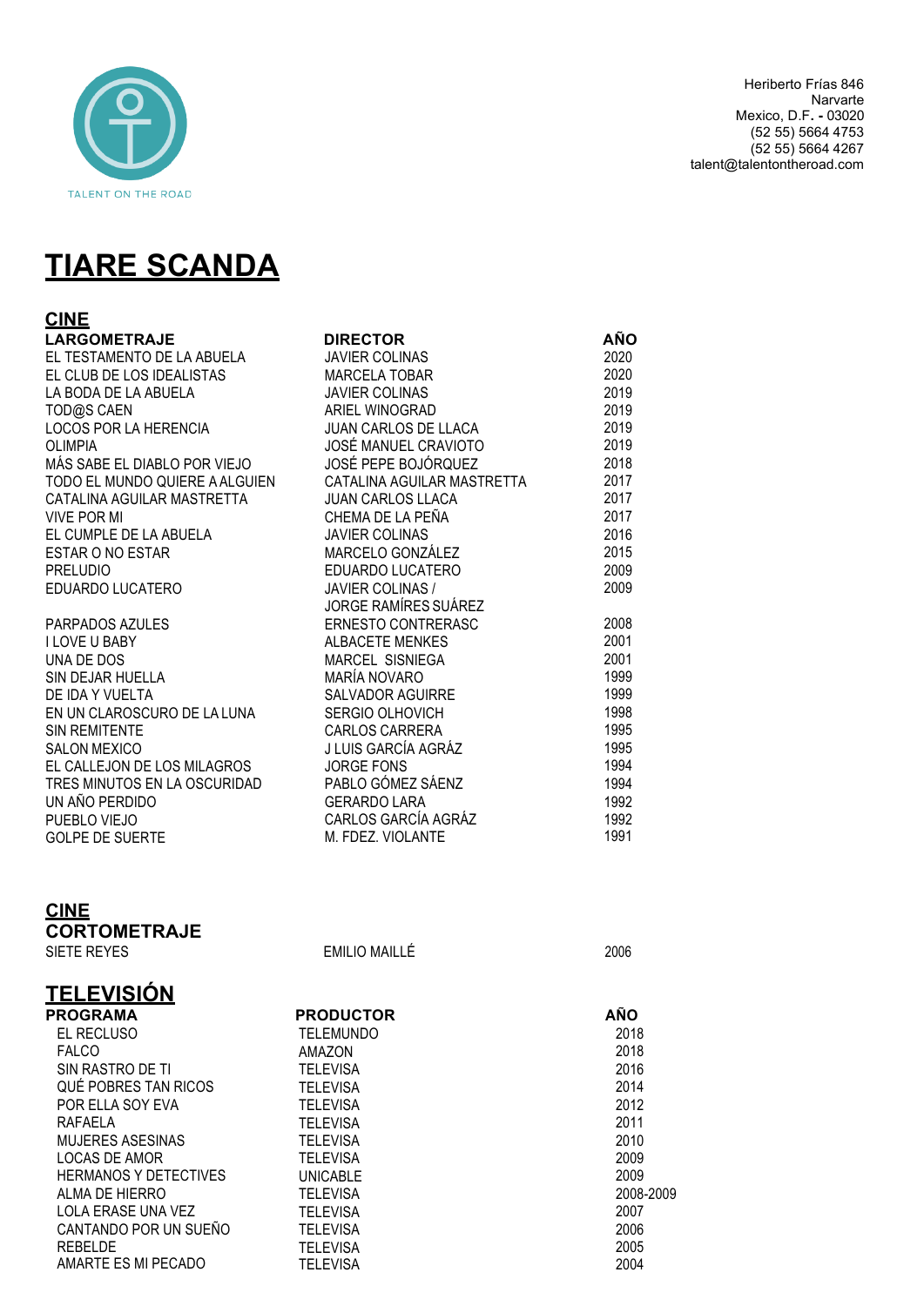TALENT ON THE ROAD

Heriberto Frías 846
Narvarte
Mexico, D.F. - 03020
(52 55) 5664 4753
(52 55) 5664 4267
talent@talentontheroad.com

# TIARE SCANDA

## CINE

| LARGOMETRAJE | DIRECTOR | AÑO |
|---|---|---|
| EL TESTAMENTO DE LA ABUELA | JAVIER COLINAS | 2020 |
| EL CLUB DE LOS IDEALISTAS | MARCELA TOBAR | 2020 |
| LA BODA DE LA ABUELA | JAVIER COLINAS | 2019 |
| TOD@S CAEN | ARIEL WINOGRAD | 2019 |
| LOCOS POR LA HERENCIA | JUAN CARLOS DE LLACA | 2019 |
| OLIMPIA | JOSÉ MANUEL CRAVIOTO | 2019 |
| MÁS SABE EL DIABLO POR VIEJO | JOSÉ PEPE BOJÓRQUEZ | 2018 |
| TODO EL MUNDO QUIERE A ALGUIEN | CATALINA AGUILAR MASTRETTA | 2017 |
| CATALINA AGUILAR MASTRETTA | JUAN CARLOS LLACA | 2017 |
| VIVE POR MI | CHEMA DE LA PEÑA | 2017 |
| EL CUMPLE DE LA ABUELA | JAVIER COLINAS | 2016 |
| ESTAR O NO ESTAR | MARCELO GONZÁLEZ | 2015 |
| PRELUDIO | EDUARDO LUCATERO | 2009 |
| EDUARDO LUCATERO | JAVIER COLINAS / JORGE RAMÍRES SUÁREZ | 2009 |
| PARPADOS AZULES | ERNESTO CONTRERASC | 2008 |
| I LOVE U BABY | ALBACETE MENKES | 2001 |
| UNA DE DOS | MARCEL SISNIEGA | 2001 |
| SIN DEJAR HUELLA | MARÍA NOVARO | 1999 |
| DE IDA Y VUELTA | SALVADOR AGUIRRE | 1999 |
| EN UN CLAROSCURO DE LA LUNA | SERGIO OLHOVICH | 1998 |
| SIN REMITENTE | CARLOS CARRERA | 1995 |
| SALON MEXICO | J LUIS GARCÍA AGRÁZ | 1995 |
| EL CALLEJON DE LOS MILAGROS | JORGE FONS | 1994 |
| TRES MINUTOS EN LA OSCURIDAD | PABLO GÓMEZ SÁENZ | 1994 |
| UN AÑO PERDIDO | GERARDO LARA | 1992 |
| PUEBLO VIEJO | CARLOS GARCÍA AGRÁZ | 1992 |
| GOLPE DE SUERTE | M. FDEZ. VIOLANTE | 1991 |

## CINE

### CORTOMETRAJE

| | | |
|---|---|---|
| SIETE REYES | EMILIO MAILLÉ | 2006 |

## TELEVISIÓN

| PROGRAMA | PRODUCTOR | AÑO |
|---|---|---|
| EL RECLUSO | TELEMUNDO | 2018 |
| FALCO | AMAZON | 2018 |
| SIN RASTRO DE TI | TELEVISA | 2016 |
| QUÉ POBRES TAN RICOS | TELEVISA | 2014 |
| POR ELLA SOY EVA | TELEVISA | 2012 |
| RAFAELA | TELEVISA | 2011 |
| MUJERES ASESINAS | TELEVISA | 2010 |
| LOCAS DE AMOR | TELEVISA | 2009 |
| HERMANOS Y DETECTIVES | UNICABLE | 2009 |
| ALMA DE HIERRO | TELEVISA | 2008-2009 |
| LOLA ERASE UNA VEZ | TELEVISA | 2007 |
| CANTANDO POR UN SUEÑO | TELEVISA | 2006 |
| REBELDE | TELEVISA | 2005 |
| AMARTE ES MI PECADO | TELEVISA | 2004 |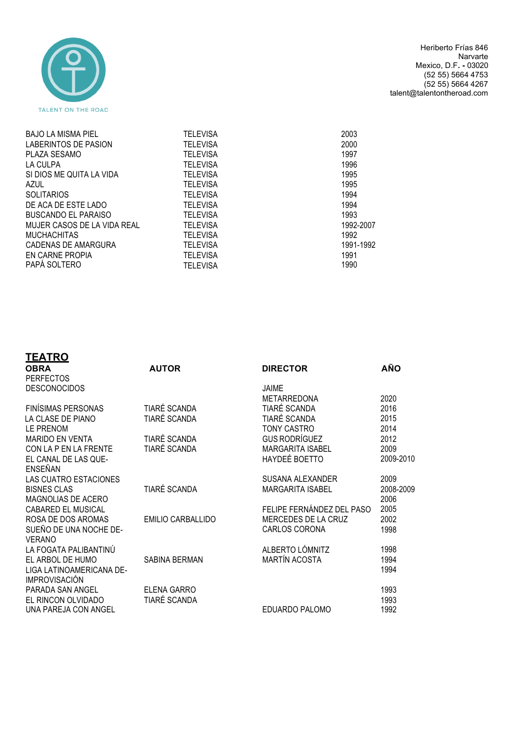TALENT ON THE ROAD

Heriberto Frías 846
Narvarte
Mexico, D.F. - 03020
(52 55) 5664 4753
(52 55) 5664 4267
talent@talentontheroad.com

| | | |
|---|---|---|
| BAJO LA MISMA PIEL | TELEVISA | 2003 |
| LABERINTOS DE PASION | TELEVISA | 2000 |
| PLAZA SESAMO | TELEVISA | 1997 |
| LA CULPA | TELEVISA | 1996 |
| SI DIOS ME QUITA LA VIDA | TELEVISA | 1995 |
| AZUL | TELEVISA | 1995 |
| SOLITARIOS | TELEVISA | 1994 |
| DE ACA DE ESTE LADO | TELEVISA | 1994 |
| BUSCANDO EL PARAISO | TELEVISA | 1993 |
| MUJER CASOS DE LA VIDA REAL | TELEVISA | 1992-2007 |
| MUCHACHITAS | TELEVISA | 1992 |
| CADENAS DE AMARGURA | TELEVISA | 1991-1992 |
| EN CARNE PROPIA | TELEVISA | 1991 |
| PAPÁ SOLTERO | TELEVISA | 1990 |

## TEATRO

| OBRA | AUTOR | DIRECTOR | AÑO |
|---|---|---|---|
| PERFECTOS DESCONOCIDOS | | JAIME METARREDONA | 2020 |
| FINÍSIMAS PERSONAS | TIARÉ SCANDA | TIARÉ SCANDA | 2016 |
| LA CLASE DE PIANO | TIARÉ SCANDA | TIARÉ SCANDA | 2015 |
| LE PRENOM | | TONY CASTRO | 2014 |
| MARIDO EN VENTA | TIARÉ SCANDA | GUS RODRÍGUEZ | 2012 |
| CON LA P EN LA FRENTE | TIARÉ SCANDA | MARGARITA ISABEL | 2009 |
| EL CANAL DE LAS QUE-ENSEÑAN | | HAYDEÉ BOETTO | 2009-2010 |
| LAS CUATRO ESTACIONES | | SUSANA ALEXANDER | 2009 |
| BISNES CLAS | TIARÉ SCANDA | MARGARITA ISABEL | 2008-2009 |
| MAGNOLIAS DE ACERO | | | 2006 |
| CABARED EL MUSICAL | | FELIPE FERNÁNDEZ DEL PASO | 2005 |
| ROSA DE DOS AROMAS | EMILIO CARBALLIDO | MERCEDES DE LA CRUZ | 2002 |
| SUEÑO DE UNA NOCHE DE-VERANO | | CARLOS CORONA | 1998 |
| LA FOGATA PALIBANTINÚ | | ALBERTO LÓMNITZ | 1998 |
| EL ARBOL DE HUMO | SABINA BERMAN | MARTÍN ACOSTA | 1994 |
| LIGA LATINOAMERICANA DE-IMPROVISACIÓN | | | 1994 |
| PARADA SAN ANGEL | ELENA GARRO | | 1993 |
| EL RINCON OLVIDADO | TIARÉ SCANDA | | 1993 |
| UNA PAREJA CON ANGEL | | EDUARDO PALOMO | 1992 |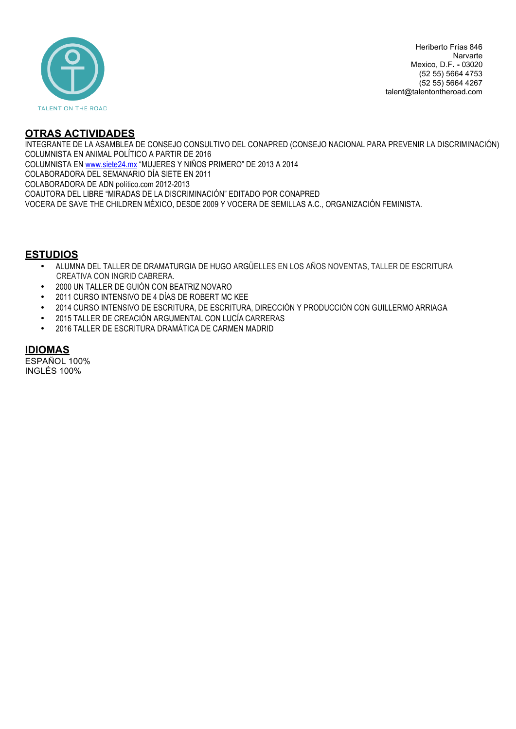TALENT ON THE ROAD

Heriberto Frías 846
Narvarte
Mexico, D.F. - 03020
(52 55) 5664 4753
(52 55) 5664 4267
talent@talentontheroad.com

## OTRAS ACTIVIDADES

INTEGRANTE DE LA ASAMBLEA DE CONSEJO CONSULTIVO DEL CONAPRED (CONSEJO NACIONAL PARA PREVENIR LA DISCRIMINACIÓN)
COLUMNISTA EN ANIMAL POLÍTICO A PARTIR DE 2016
COLUMNISTA EN www.siete24.mx "MUJERES Y NIÑOS PRIMERO" DE 2013 A 2014
COLABORADORA DEL SEMANARIO DÍA SIETE EN 2011
COLABORADORA DE ADN político.com 2012-2013
COAUTORA DEL LIBRE "MIRADAS DE LA DISCRIMINACIÓN" EDITADO POR CONAPRED
VOCERA DE SAVE THE CHILDREN MÉXICO, DESDE 2009 Y VOCERA DE SEMILLAS A.C., ORGANIZACIÓN FEMINISTA.

## ESTUDIOS

- ALUMNA DEL TALLER DE DRAMATURGIA DE HUGO ARGÜELLES EN LOS AÑOS NOVENTAS, TALLER DE ESCRITURA CREATIVA CON INGRID CABRERA.
- 2000 UN TALLER DE GUIÓN CON BEATRIZ NOVARO
- 2011 CURSO INTENSIVO DE 4 DÍAS DE ROBERT MC KEE
- 2014 CURSO INTENSIVO DE ESCRITURA, DE ESCRITURA, DIRECCIÓN Y PRODUCCIÓN CON GUILLERMO ARRIAGA
- 2015 TALLER DE CREACIÓN ARGUMENTAL CON LUCÍA CARRERAS
- 2016 TALLER DE ESCRITURA DRAMÁTICA DE CARMEN MADRID

## IDIOMAS

ESPAÑOL 100%
INGLÉS 100%